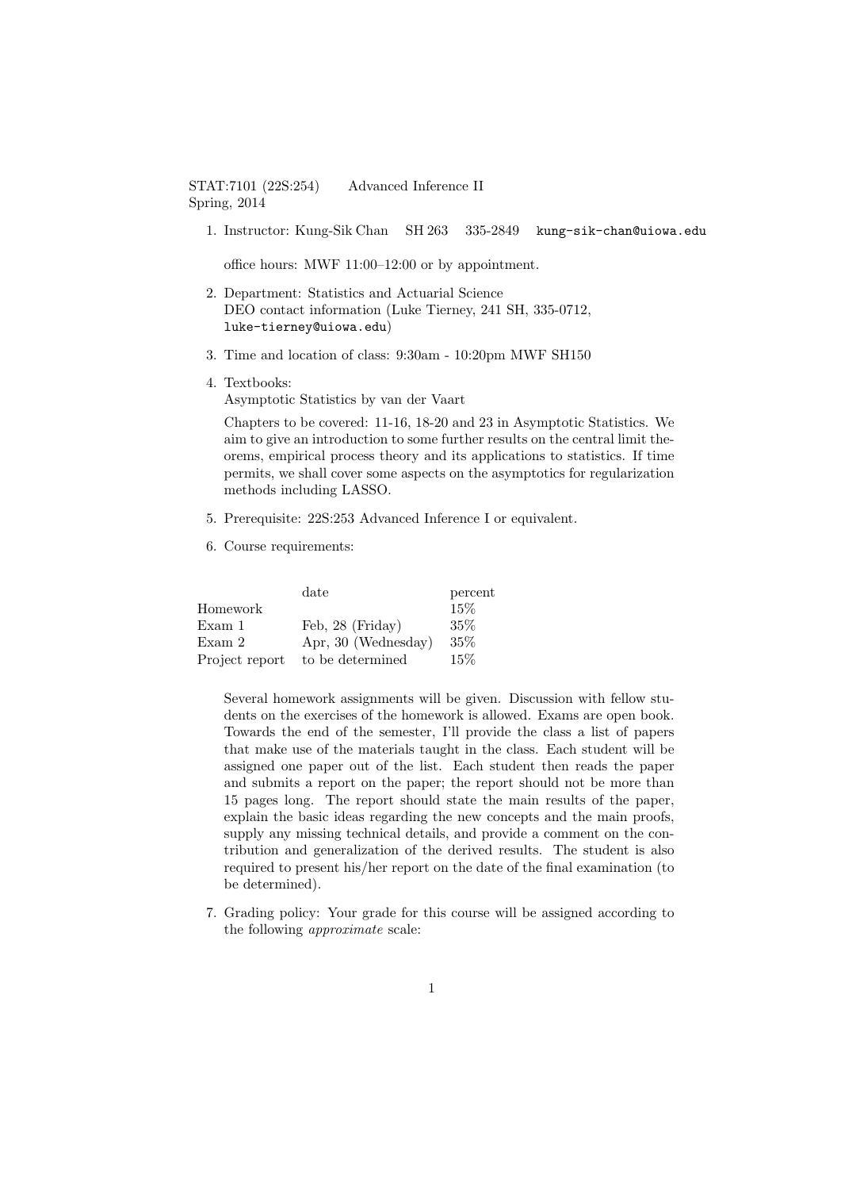STAT:7101 (22S:254) Advanced Inference II
Spring, 2014

1. Instructor: Kung-Sik Chan SH 263 335-2849 `kung-sik-chan@uiowa.edu`

   office hours: MWF 11:00–12:00 or by appointment.

2. Department: Statistics and Actuarial Science
   DEO contact information (Luke Tierney, 241 SH, 335-0712, `luke-tierney@uiowa.edu`)

3. Time and location of class: 9:30am - 10:20pm MWF SH150

4. Textbooks:
   Asymptotic Statistics by van der Vaart

   Chapters to be covered: 11-16, 18-20 and 23 in Asymptotic Statistics. We aim to give an introduction to some further results on the central limit theorems, empirical process theory and its applications to statistics. If time permits, we shall cover some aspects on the asymptotics for regularization methods including LASSO.

5. Prerequisite: 22S:253 Advanced Inference I or equivalent.

6. Course requirements:

| | date | percent |
|---|---|---|
| Homework | | 15% |
| Exam 1 | Feb, 28 (Friday) | 35% |
| Exam 2 | Apr, 30 (Wednesday) | 35% |
| Project report | to be determined | 15% |

   Several homework assignments will be given. Discussion with fellow students on the exercises of the homework is allowed. Exams are open book. Towards the end of the semester, I'll provide the class a list of papers that make use of the materials taught in the class. Each student will be assigned one paper out of the list. Each student then reads the paper and submits a report on the paper; the report should not be more than 15 pages long. The report should state the main results of the paper, explain the basic ideas regarding the new concepts and the main proofs, supply any missing technical details, and provide a comment on the contribution and generalization of the derived results. The student is also required to present his/her report on the date of the final examination (to be determined).

7. Grading policy: Your grade for this course will be assigned according to the following *approximate* scale: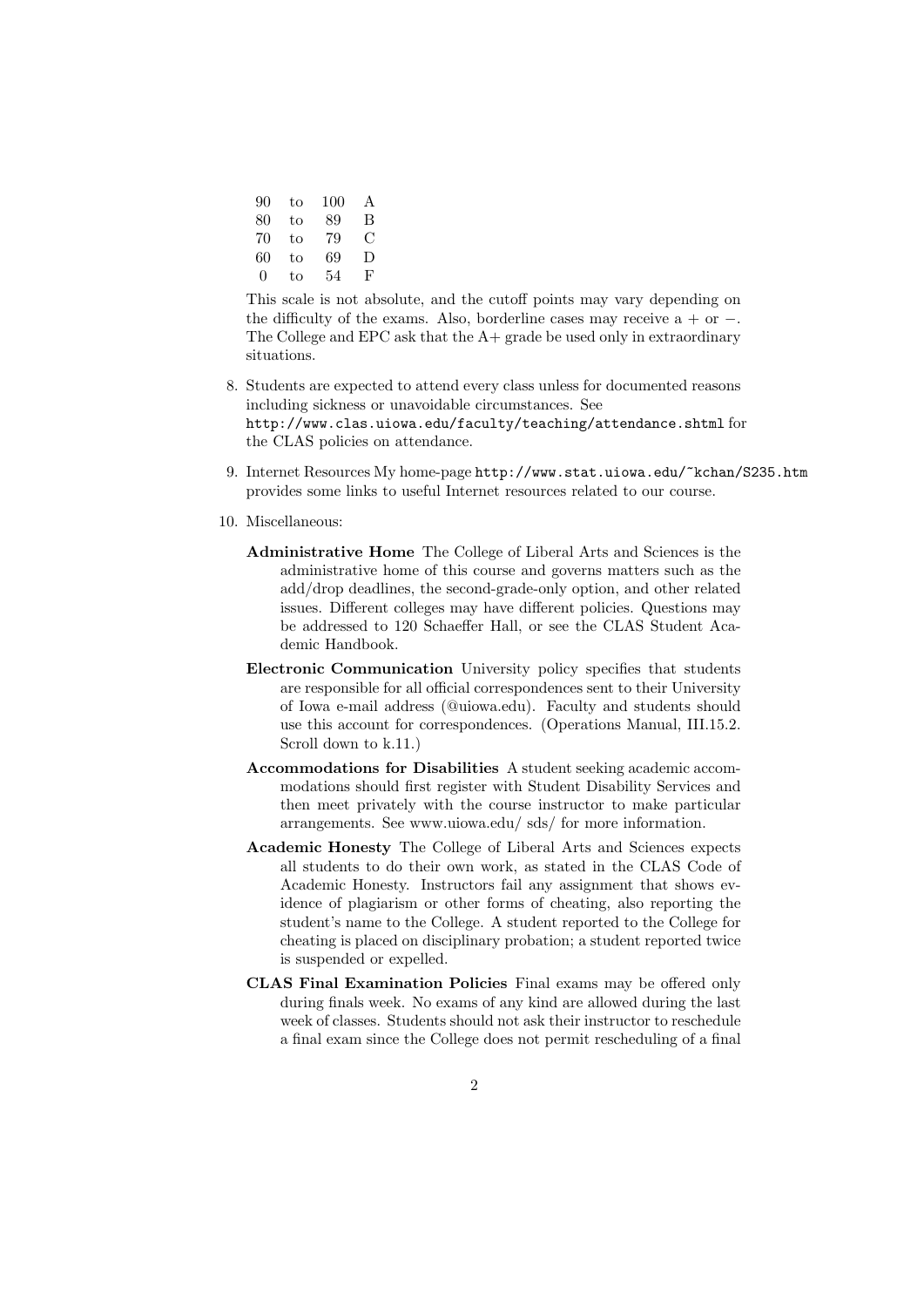| | | | |
|---|---|---|---|
| 90 | to | 100 | A |
| 80 | to | 89 | B |
| 70 | to | 79 | C |
| 60 | to | 69 | D |
| 0 | to | 54 | F |

This scale is not absolute, and the cutoff points may vary depending on the difficulty of the exams. Also, borderline cases may receive a + or −. The College and EPC ask that the A+ grade be used only in extraordinary situations.

8. Students are expected to attend every class unless for documented reasons including sickness or unavoidable circumstances. See `http://www.clas.uiowa.edu/faculty/teaching/attendance.shtml` for the CLAS policies on attendance.

9. Internet Resources My home-page `http://www.stat.uiowa.edu/~kchan/S235.htm` provides some links to useful Internet resources related to our course.

10. Miscellaneous:

    **Administrative Home** The College of Liberal Arts and Sciences is the administrative home of this course and governs matters such as the add/drop deadlines, the second-grade-only option, and other related issues. Different colleges may have different policies. Questions may be addressed to 120 Schaeffer Hall, or see the CLAS Student Academic Handbook.

    **Electronic Communication** University policy specifies that students are responsible for all official correspondences sent to their University of Iowa e-mail address (@uiowa.edu). Faculty and students should use this account for correspondences. (Operations Manual, III.15.2. Scroll down to k.11.)

    **Accommodations for Disabilities** A student seeking academic accommodations should first register with Student Disability Services and then meet privately with the course instructor to make particular arrangements. See www.uiowa.edu/ sds/ for more information.

    **Academic Honesty** The College of Liberal Arts and Sciences expects all students to do their own work, as stated in the CLAS Code of Academic Honesty. Instructors fail any assignment that shows evidence of plagiarism or other forms of cheating, also reporting the student's name to the College. A student reported to the College for cheating is placed on disciplinary probation; a student reported twice is suspended or expelled.

    **CLAS Final Examination Policies** Final exams may be offered only during finals week. No exams of any kind are allowed during the last week of classes. Students should not ask their instructor to reschedule a final exam since the College does not permit rescheduling of a final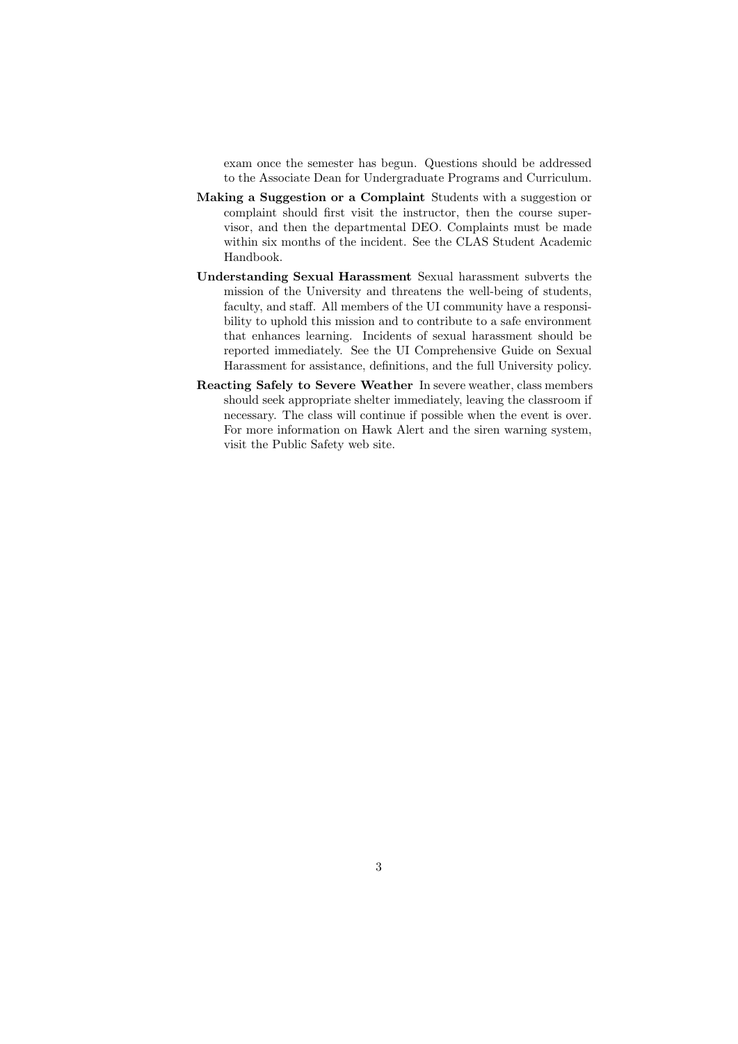exam once the semester has begun. Questions should be addressed to the Associate Dean for Undergraduate Programs and Curriculum.

**Making a Suggestion or a Complaint** Students with a suggestion or complaint should first visit the instructor, then the course supervisor, and then the departmental DEO. Complaints must be made within six months of the incident. See the CLAS Student Academic Handbook.

**Understanding Sexual Harassment** Sexual harassment subverts the mission of the University and threatens the well-being of students, faculty, and staff. All members of the UI community have a responsibility to uphold this mission and to contribute to a safe environment that enhances learning. Incidents of sexual harassment should be reported immediately. See the UI Comprehensive Guide on Sexual Harassment for assistance, definitions, and the full University policy.

**Reacting Safely to Severe Weather** In severe weather, class members should seek appropriate shelter immediately, leaving the classroom if necessary. The class will continue if possible when the event is over. For more information on Hawk Alert and the siren warning system, visit the Public Safety web site.